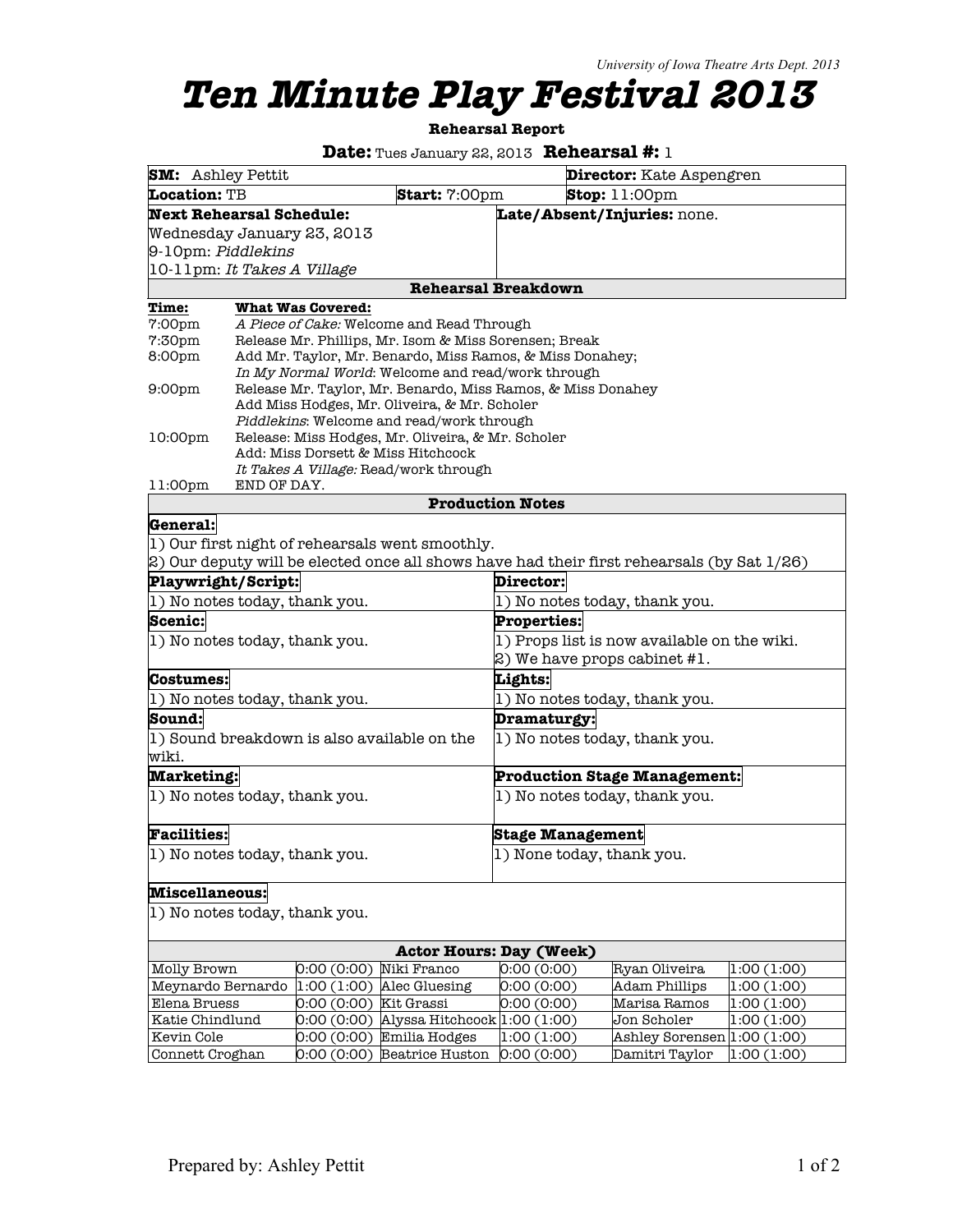University of Iowa Theatre Arts Dept. 2013

# Ten Minute Play Festival 2013

**Rehearsal Report**

**Date:** Tues January 22, 2013 **Rehearsal #:** 1

| | | | |
|---|---|---|---|
| **SM:** Ashley Pettit | | **Director:** Kate Aspengren | |
| **Location:** TB | **Start:** 7:00pm | **Stop:** 11:00pm | |

**Next Rehearsal Schedule:**
Wednesday January 23, 2013
9-10pm: *Piddlekins*
10-11pm: *It Takes A Village*

**Late/Absent/Injuries:** none.

## Rehearsal Breakdown

| Time: | What Was Covered: |
|---|---|
| 7:00pm | *A Piece of Cake:* Welcome and Read Through |
| 7:30pm | Release Mr. Phillips, Mr. Isom & Miss Sorensen; Break |
| 8:00pm | Add Mr. Taylor, Mr. Benardo, Miss Ramos, & Miss Donahey; *In My Normal World*: Welcome and read/work through |
| 9:00pm | Release Mr. Taylor, Mr. Benardo, Miss Ramos, & Miss Donahey; Add Miss Hodges, Mr. Oliveira, & Mr. Scholer; *Piddlekins*: Welcome and read/work through |
| 10:00pm | Release: Miss Hodges, Mr. Oliveira, & Mr. Scholer; Add: Miss Dorsett & Miss Hitchcock; *It Takes A Village:* Read/work through |
| 11:00pm | END OF DAY. |

## Production Notes

**General:**
1) Our first night of rehearsals went smoothly.
2) Our deputy will be elected once all shows have had their first rehearsals (by Sat 1/26)

**Playwright/Script:**
1) No notes today, thank you.

**Director:**
1) No notes today, thank you.

**Scenic:**
1) No notes today, thank you.

**Properties:**
1) Props list is now available on the wiki.
2) We have props cabinet #1.

**Costumes:**
1) No notes today, thank you.

**Lights:**
1) No notes today, thank you.

**Sound:**
1) Sound breakdown is also available on the wiki.

**Dramaturgy:**
1) No notes today, thank you.

**Marketing:**
1) No notes today, thank you.

**Production Stage Management:**
1) No notes today, thank you.

**Facilities:**
1) No notes today, thank you.

**Stage Management**
1) None today, thank you.

**Miscellaneous:**
1) No notes today, thank you.

## Actor Hours: Day (Week)

| Actor | Hours | Actor | Hours | Actor | Hours |
|---|---|---|---|---|---|
| Molly Brown | 0:00 (0:00) | Niki Franco | 0:00 (0:00) | Ryan Oliveira | 1:00 (1:00) |
| Meynardo Bernardo | 1:00 (1:00) | Alec Gluesing | 0:00 (0:00) | Adam Phillips | 1:00 (1:00) |
| Elena Bruess | 0:00 (0:00) | Kit Grassi | 0:00 (0:00) | Marisa Ramos | 1:00 (1:00) |
| Katie Chindlund | 0:00 (0:00) | Alyssa Hitchcock | 1:00 (1:00) | Jon Scholer | 1:00 (1:00) |
| Kevin Cole | 0:00 (0:00) | Emilia Hodges | 1:00 (1:00) | Ashley Sorensen | 1:00 (1:00) |
| Connett Croghan | 0:00 (0:00) | Beatrice Huston | 0:00 (0:00) | Damitri Taylor | 1:00 (1:00) |

Prepared by: Ashley Pettit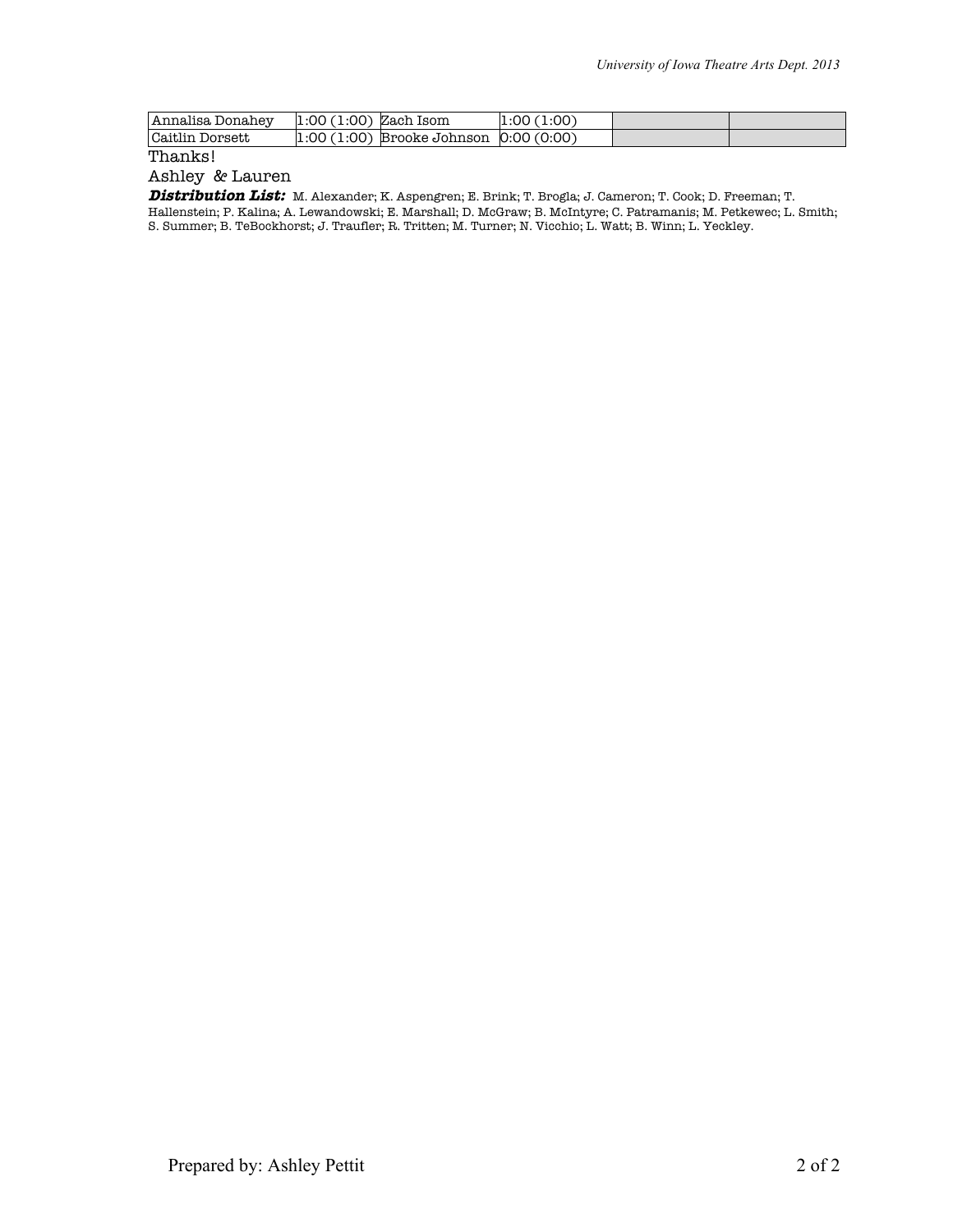| | | | | | |
|---|---|---|---|---|---|
| Annalisa Donahey | 1:00 (1:00) | Zach Isom | 1:00 (1:00) | | |
| Caitlin Dorsett | 1:00 (1:00) | Brooke Johnson | 0:00 (0:00) | | |

Thanks!

Ashley & Lauren

***Distribution List:*** M. Alexander; K. Aspengren; E. Brink; T. Brogla; J. Cameron; T. Cook; D. Freeman; T. Hallenstein; P. Kalina; A. Lewandowski; E. Marshall; D. McGraw; B. McIntyre; C. Patramanis; M. Petkewec; L. Smith; S. Summer; B. TeBockhorst; J. Traufler; R. Tritten; M. Turner; N. Vicchio; L. Watt; B. Winn; L. Yeckley.